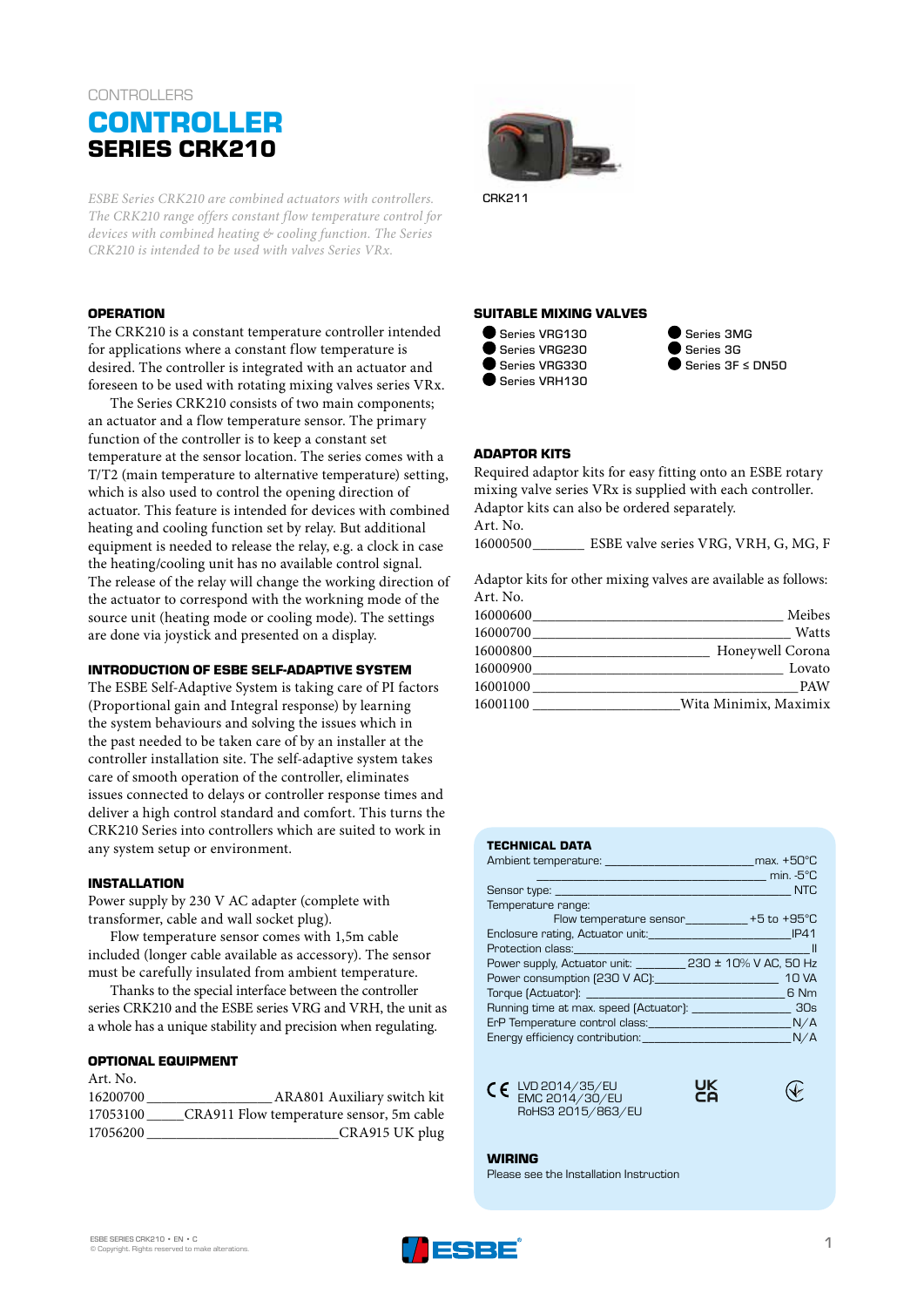CONTROLLERS

# CONTROLLER
## SERIES CRK210

*ESBE Series CRK210 are combined actuators with controllers. The CRK210 range offers constant flow temperature control for devices with combined heating & cooling function. The Series CRK210 is intended to be used with valves Series VRx.*

CRK211

### OPERATION

The CRK210 is a constant temperature controller intended for applications where a constant flow temperature is desired. The controller is integrated with an actuator and foreseen to be used with rotating mixing valves series VRx.

The Series CRK210 consists of two main components; an actuator and a flow temperature sensor. The primary function of the controller is to keep a constant set temperature at the sensor location. The series comes with a T/T2 (main temperature to alternative temperature) setting, which is also used to control the opening direction of actuator. This feature is intended for devices with combined heating and cooling function set by relay. But additional equipment is needed to release the relay, e.g. a clock in case the heating/cooling unit has no available control signal. The release of the relay will change the working direction of the actuator to correspond with the workning mode of the source unit (heating mode or cooling mode). The settings are done via joystick and presented on a display.

### INTRODUCTION OF ESBE SELF-ADAPTIVE SYSTEM

The ESBE Self-Adaptive System is taking care of PI factors (Proportional gain and Integral response) by learning the system behaviours and solving the issues which in the past needed to be taken care of by an installer at the controller installation site. The self-adaptive system takes care of smooth operation of the controller, eliminates issues connected to delays or controller response times and deliver a high control standard and comfort. This turns the CRK210 Series into controllers which are suited to work in any system setup or environment.

### INSTALLATION

Power supply by 230 V AC adapter (complete with transformer, cable and wall socket plug).

Flow temperature sensor comes with 1,5m cable included (longer cable available as accessory). The sensor must be carefully insulated from ambient temperature.

Thanks to the special interface between the controller series CRK210 and the ESBE series VRG and VRH, the unit as a whole has a unique stability and precision when regulating.

### OPTIONAL EQUIPMENT

| Art. No. | |
|---|---|
| 16200700 | ARA801 Auxiliary switch kit |
| 17053100 | CRA911 Flow temperature sensor, 5m cable |
| 17056200 | CRA915 UK plug |

### SUITABLE MIXING VALVES

- Series VRG130
- Series VRG230
- Series VRG330
- Series VRH130
- Series 3MG
- Series 3G
- Series 3F ≤ DN50

### ADAPTOR KITS

Required adaptor kits for easy fitting onto an ESBE rotary mixing valve series VRx is supplied with each controller. Adaptor kits can also be ordered separately.

| Art. No. | |
|---|---|
| 16000500 | ESBE valve series VRG, VRH, G, MG, F |

Adaptor kits for other mixing valves are available as follows:

| Art. No. | |
|---|---|
| 16000600 | Meibes |
| 16000700 | Watts |
| 16000800 | Honeywell Corona |
| 16000900 | Lovato |
| 16001000 | PAW |
| 16001100 | Wita Minimix, Maximix |

### TECHNICAL DATA

| | |
|---|---|
| Ambient temperature: | max. +50°C |
| | min. -5°C |
| Sensor type: | NTC |
| Temperature range: | |
| Flow temperature sensor | +5 to +95°C |
| Enclosure rating, Actuator unit: | IP41 |
| Protection class: | II |
| Power supply, Actuator unit: | 230 ± 10% V AC, 50 Hz |
| Power consumption (230 V AC): | 10 VA |
| Torque (Actuator): | 6 Nm |
| Running time at max. speed (Actuator): | 30s |
| ErP Temperature control class: | N/A |
| Energy efficiency contribution: | N/A |

CE LVD 2014/35/EU
EMC 2014/30/EU
RoHS3 2015/863/EU

UK CA

### WIRING

Please see the Installation Instruction

ESBE SERIES CRK210 • EN • C
© Copyright. Rights reserved to make alterations.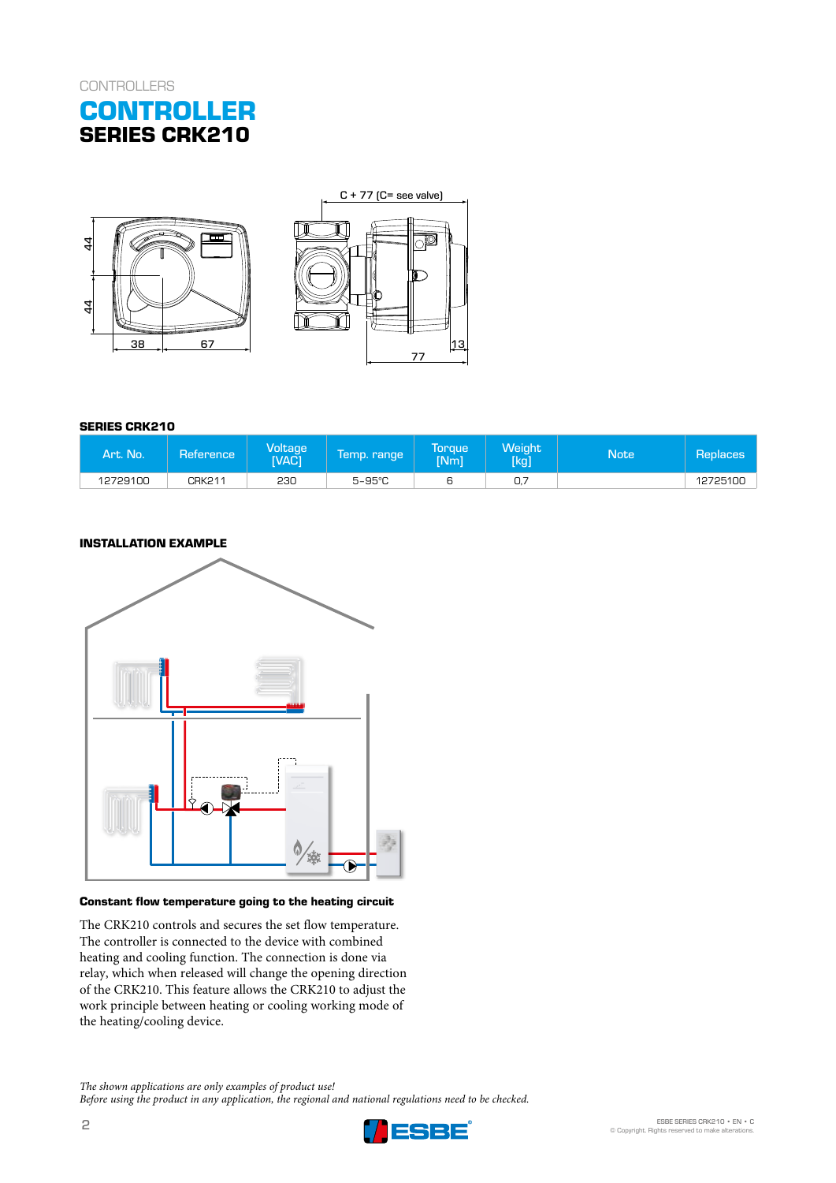CONTROLLERS

# CONTROLLER
## SERIES CRK210

C + 77 (C= see valve)

44
44
38
67
77
13

### SERIES CRK210

| Art. No. | Reference | Voltage [VAC] | Temp. range | Torque [Nm] | Weight [kg] | Note | Replaces |
|---|---|---|---|---|---|---|---|
| 12729100 | CRK211 | 230 | 5–95°C | 6 | 0,7 | | 12725100 |

### INSTALLATION EXAMPLE

**Constant flow temperature going to the heating circuit**

The CRK210 controls and secures the set flow temperature. The controller is connected to the device with combined heating and cooling function. The connection is done via relay, which when released will change the opening direction of the CRK210. This feature allows the CRK210 to adjust the work principle between heating or cooling working mode of the heating/cooling device.

*The shown applications are only examples of product use!*
*Before using the product in any application, the regional and national regulations need to be checked.*

ESBE SERIES CRK210 • EN • C
© Copyright. Rights reserved to make alterations.